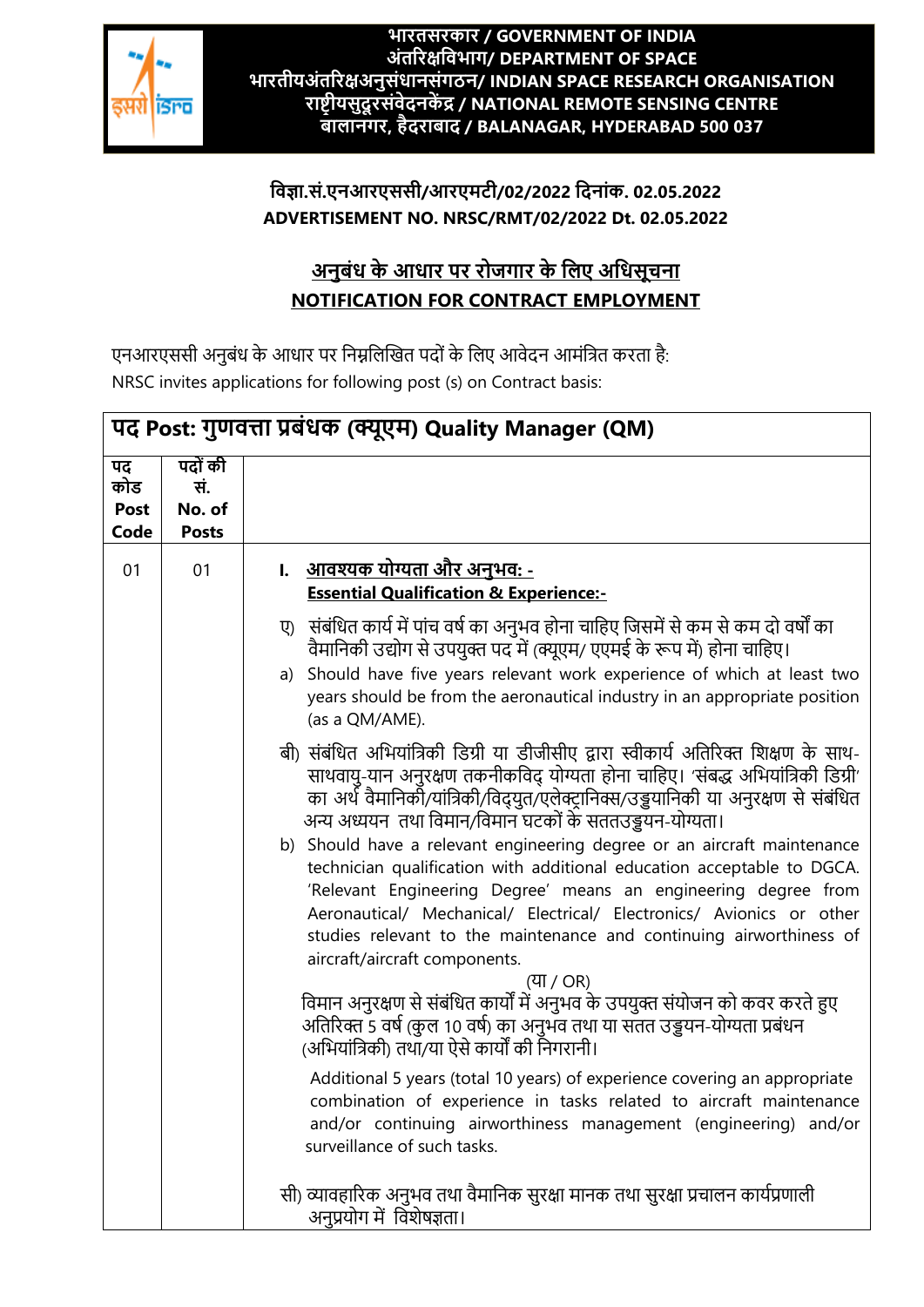**भारतसरकार / GOVERNMENT OF INDIA**
**अंतरिक्षविभाग/ DEPARTMENT OF SPACE**
**भारतीयअंतरिक्षअनुसंधानसंगठन/ INDIAN SPACE RESEARCH ORGANISATION**
**राष्ट्रीयसुदूरसंवेदनकेंद्र / NATIONAL REMOTE SENSING CENTRE**
**बालानगर, हैदराबाद / BALANAGAR, HYDERABAD 500 037**

**विज्ञा.सं.एनआरएससी/आरएमटी/02/2022 दिनांक. 02.05.2022**
**ADVERTISEMENT NO. NRSC/RMT/02/2022 Dt. 02.05.2022**

## अनुबंध के आधार पर रोजगार के लिए अधिसूचना
## NOTIFICATION FOR CONTRACT EMPLOYMENT

एनआरएससी अनुबंध के आधार पर निम्नलिखित पदों के लिए आवेदन आमंत्रित करता है:
NRSC invites applications for following post (s) on Contract basis:

**पद Post: गुणवत्ता प्रबंधक (क्यूएम) Quality Manager (QM)**

| पद कोड Post Code | पदों की सं. No. of Posts | |
|---|---|---|
| 01 | 01 | **I. आवश्यक योग्यता और अनुभव: - Essential Qualification & Experience:-**<br><br>ए) संबंधित कार्य में पांच वर्ष का अनुभव होना चाहिए जिसमें से कम से कम दो वर्षों का वैमानिकी उद्योग से उपयुक्त पद में (क्यूएम/ एएमई के रूप में) होना चाहिए।<br>a) Should have five years relevant work experience of which at least two years should be from the aeronautical industry in an appropriate position (as a QM/AME).<br><br>बी) संबंधित अभियांत्रिकी डिग्री या डीजीसीए द्वारा स्वीकार्य अतिरिक्त शिक्षण के साथ-साथवायु-यान अनुरक्षण तकनीकविद् योग्यता होना चाहिए। 'संबद्ध अभियांत्रिकी डिग्री' का अर्थ वैमानिकी/यांत्रिकी/विद्युत/एलेक्ट्रानिक्स/उड्डयानिकी या अनुरक्षण से संबंधित अन्य अध्ययन तथा विमान/विमान घटकों के सततउड्डयन-योग्यता।<br>b) Should have a relevant engineering degree or an aircraft maintenance technician qualification with additional education acceptable to DGCA. 'Relevant Engineering Degree' means an engineering degree from Aeronautical/ Mechanical/ Electrical/ Electronics/ Avionics or other studies relevant to the maintenance and continuing airworthiness of aircraft/aircraft components.<br>(या / OR)<br>विमान अनुरक्षण से संबंधित कार्यों में अनुभव के उपयुक्त संयोजन को कवर करते हुए अतिरिक्त 5 वर्ष (कुल 10 वर्ष) का अनुभव तथा या सतत उड्डयन-योग्यता प्रबंधन (अभियांत्रिकी) तथा/या ऐसे कार्यों की निगरानी।<br><br>Additional 5 years (total 10 years) of experience covering an appropriate combination of experience in tasks related to aircraft maintenance and/or continuing airworthiness management (engineering) and/or surveillance of such tasks.<br><br>सी) व्यावहारिक अनुभव तथा वैमानिक सुरक्षा मानक तथा सुरक्षा प्रचालन कार्यप्रणाली अनुप्रयोग में विशेषज्ञता। |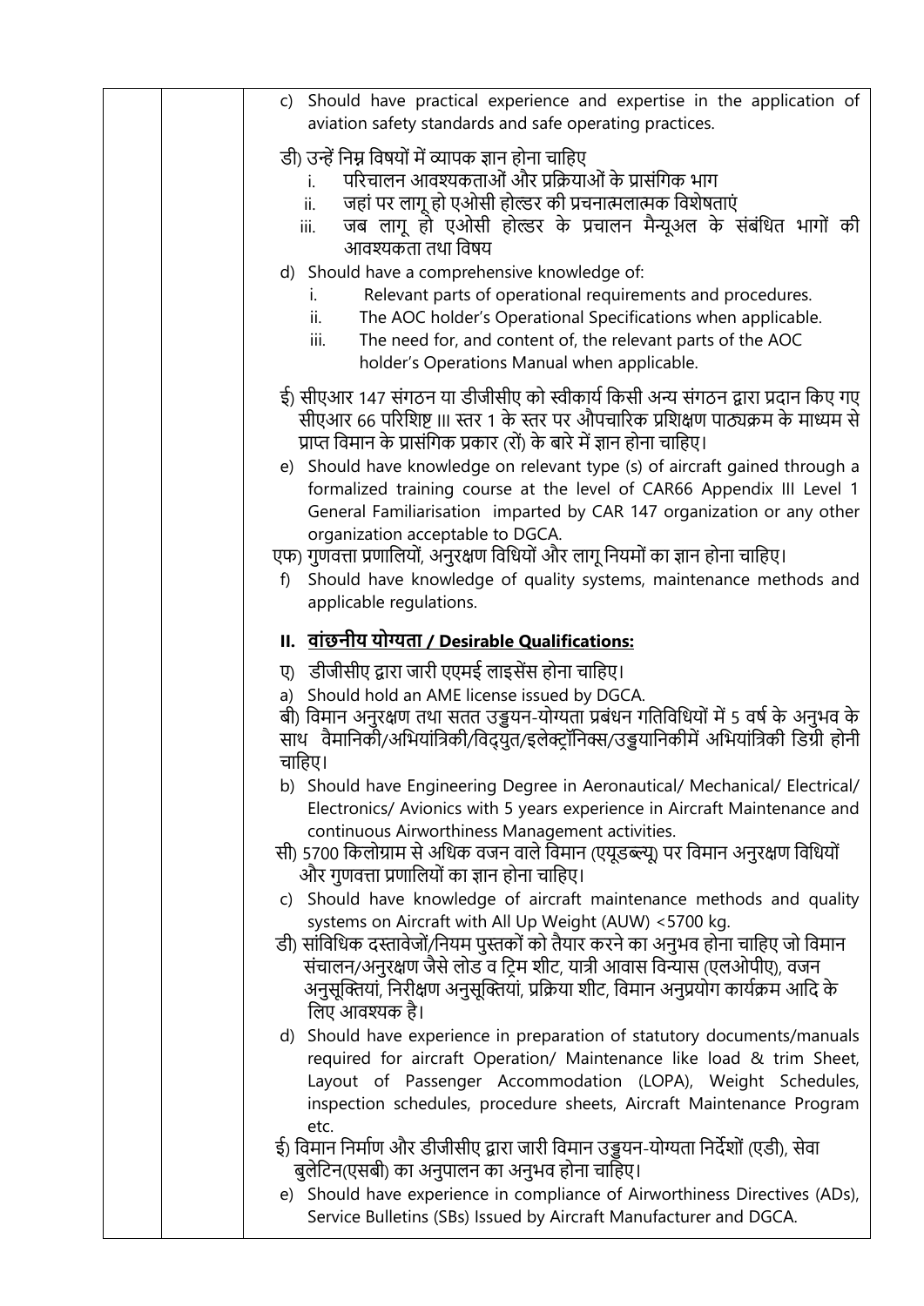c) Should have practical experience and expertise in the application of aviation safety standards and safe operating practices.

डी) उन्हें निम्न विषयों में व्यापक ज्ञान होना चाहिए

i. परिचालन आवश्यकताओं और प्रक्रियाओं के प्रासंगिक भाग
ii. जहां पर लागू हो एओसी होल्डर की प्रचनात्मलात्मक विशेषताएं
iii. जब लागू हो एओसी होल्डर के प्रचालन मैन्यूअल के संबंधित भागों की आवश्यकता तथा विषय

d) Should have a comprehensive knowledge of:

i. Relevant parts of operational requirements and procedures.
ii. The AOC holder's Operational Specifications when applicable.
iii. The need for, and content of, the relevant parts of the AOC holder's Operations Manual when applicable.

ई) सीएआर 147 संगठन या डीजीसीए को स्वीकार्य किसी अन्य संगठन द्वारा प्रदान किए गए सीएआर 66 परिशिष्ट ।।। स्तर 1 के स्तर पर औपचारिक प्रशिक्षण पाठ्यक्रम के माध्यम से प्राप्त विमान के प्रासंगिक प्रकार (रों) के बारे में ज्ञान होना चाहिए।

e) Should have knowledge on relevant type (s) of aircraft gained through a formalized training course at the level of CAR66 Appendix III Level 1 General Familiarisation imparted by CAR 147 organization or any other organization acceptable to DGCA.

एफ) गुणवत्ता प्रणालियों, अनुरक्षण विधियों और लागू नियमों का ज्ञान होना चाहिए।

f) Should have knowledge of quality systems, maintenance methods and applicable regulations.

**II. <u>वांछनीय योग्यता / Desirable Qualifications:</u>**

ए) डीजीसीए द्वारा जारी एएमई लाइसेंस होना चाहिए।

a) Should hold an AME license issued by DGCA.

बी) विमान अनुरक्षण तथा सतत उड्डयन-योग्यता प्रबंधन गतिविधियों में 5 वर्ष के अनुभव के साथ वैमानिकी/अभियांत्रिकी/विदुयत/इलेक्ट्रॉनिक्स/उड्डयानिकीमें अभियांत्रिकी डिग्री होनी चाहिए।

b) Should have Engineering Degree in Aeronautical/ Mechanical/ Electrical/ Electronics/ Avionics with 5 years experience in Aircraft Maintenance and continuous Airworthiness Management activities.

सी) 5700 किलोग्राम से अधिक वजन वाले विमान (एयूडब्ल्यू) पर विमान अनुरक्षण विधियों और गुणवत्ता प्रणालियों का ज्ञान होना चाहिए।

c) Should have knowledge of aircraft maintenance methods and quality systems on Aircraft with All Up Weight (AUW) <5700 kg.

डी) सांविधिक दस्तावेजों/नियम पुस्तकों को तैयार करने का अनुभव होना चाहिए जो विमान संचालन/अनुरक्षण जैसे लोड व ट्रिम शीट, यात्री आवास विन्यास (एलओपीए), वजन अनुसूक्तियां, निरीक्षण अनुसूक्तियां, प्रक्रिया शीट, विमान अनुप्रयोग कार्यक्रम आदि के लिए आवश्यक है।

d) Should have experience in preparation of statutory documents/manuals required for aircraft Operation/ Maintenance like load & trim Sheet, Layout of Passenger Accommodation (LOPA), Weight Schedules, inspection schedules, procedure sheets, Aircraft Maintenance Program etc.

ई) विमान निर्माण और डीजीसीए द्वारा जारी विमान उड्डयन-योग्यता निर्देशों (एडी), सेवा बुलेटिन(एसबी) का अनुपालन का अनुभव होना चाहिए।

e) Should have experience in compliance of Airworthiness Directives (ADs), Service Bulletins (SBs) Issued by Aircraft Manufacturer and DGCA.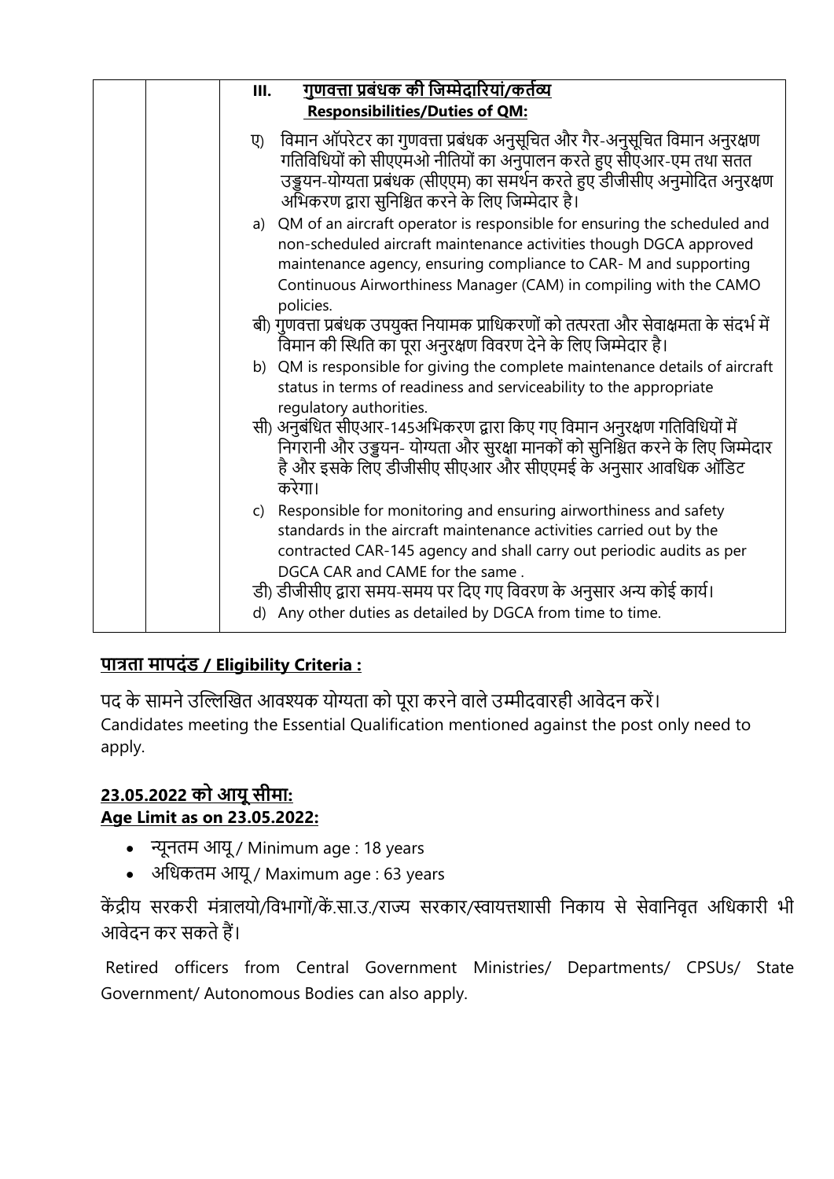| | | **III. <u>गुणवत्ता प्रबंधक की जिम्मेदारियां/कर्तव्य</u>**<br>**<u>Responsibilities/Duties of QM:</u>**<br><br>ए) विमान ऑपरेटर का गुणवत्ता प्रबंधक अनुसूचित और गैर-अनुसूचित विमान अनुरक्षण गतिविधियों को सीएएमओ नीतियों का अनुपालन करते हुए सीएआर-एम तथा सतत उड्डयन-योग्यता प्रबंधक (सीएएम) का समर्थन करते हुए डीजीसीए अनुमोदित अनुरक्षण अभिकरण द्वारा सुनिश्चित करने के लिए जिम्मेदार है।<br>a) QM of an aircraft operator is responsible for ensuring the scheduled and non-scheduled aircraft maintenance activities though DGCA approved maintenance agency, ensuring compliance to CAR- M and supporting Continuous Airworthiness Manager (CAM) in compiling with the CAMO policies.<br>बी) गुणवत्ता प्रबंधक उपयुक्त नियामक प्राधिकरणों को तत्परता और सेवाक्षमता के संदर्भ में विमान की स्थिति का पूरा अनुरक्षण विवरण देने के लिए जिम्मेदार है।<br>b) QM is responsible for giving the complete maintenance details of aircraft status in terms of readiness and serviceability to the appropriate regulatory authorities.<br>सी) अनुबंधित सीएआर-145अभिकरण द्वारा किए गए विमान अनुरक्षण गतिविधियों में निगरानी और उड्डयन- योग्यता और सुरक्षा मानकों को सुनिश्चित करने के लिए जिम्मेदार है और इसके लिए डीजीसीए सीएआर और सीएएमई के अनुसार आवधिक ऑडिट करेगा।<br>c) Responsible for monitoring and ensuring airworthiness and safety standards in the aircraft maintenance activities carried out by the contracted CAR-145 agency and shall carry out periodic audits as per DGCA CAR and CAME for the same .<br>डी) डीजीसीए द्वारा समय-समय पर दिए गए विवरण के अनुसार अन्य कोई कार्य।<br>d) Any other duties as detailed by DGCA from time to time. |
|---|---|---|

## <u>पात्रता मापदंड / Eligibility Criteria :</u>

पद के सामने उल्लिखित आवश्यक योग्यता को पूरा करने वाले उम्मीदवारही आवेदन करें।
Candidates meeting the Essential Qualification mentioned against the post only need to apply.

## <u>23.05.2022 को आयू सीमा:</u>
## <u>Age Limit as on 23.05.2022:</u>

- न्यूनतम आयू / Minimum age : 18 years
- अधिकतम आयू / Maximum age : 63 years

केंद्रीय सरकरी मंत्रालयो/विभागों/कें.सा.उ./राज्य सरकार/स्वायत्तशासी निकाय से सेवानिवृत अधिकारी भी आवेदन कर सकते हैं।

Retired officers from Central Government Ministries/ Departments/ CPSUs/ State Government/ Autonomous Bodies can also apply.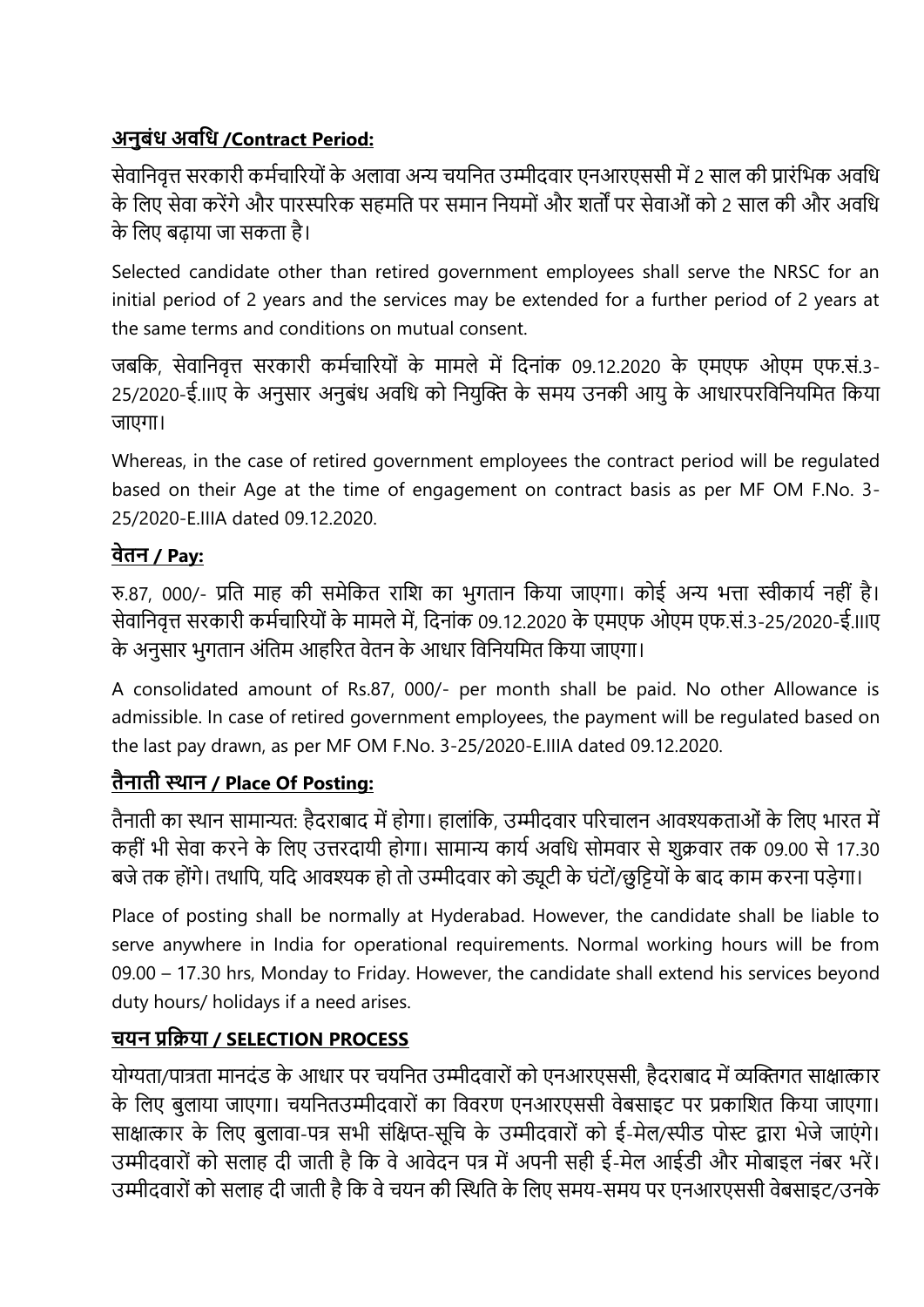## अनुबंध अवधि /Contract Period:

सेवानिवृत्त सरकारी कर्मचारियों के अलावा अन्य चयनित उम्मीदवार एनआरएससी में 2 साल की प्रारंभिक अवधि के लिए सेवा करेंगे और पारस्परिक सहमति पर समान नियमों और शर्तों पर सेवाओं को 2 साल की और अवधि के लिए बढ़ाया जा सकता है।

Selected candidate other than retired government employees shall serve the NRSC for an initial period of 2 years and the services may be extended for a further period of 2 years at the same terms and conditions on mutual consent.

जबकि, सेवानिवृत्त सरकारी कर्मचारियों के मामले में दिनांक 09.12.2020 के एमएफ ओएम एफ.सं.3-25/2020-ई.IIIए के अनुसार अनुबंध अवधि को नियुक्ति के समय उनकी आयु के आधारपरविनियमित किया जाएगा।

Whereas, in the case of retired government employees the contract period will be regulated based on their Age at the time of engagement on contract basis as per MF OM F.No. 3-25/2020-E.IIIA dated 09.12.2020.

## वेतन / Pay:

रु.87, 000/- प्रति माह की समेकित राशि का भुगतान किया जाएगा। कोई अन्य भत्ता स्वीकार्य नहीं है। सेवानिवृत्त सरकारी कर्मचारियों के मामले में, दिनांक 09.12.2020 के एमएफ ओएम एफ.सं.3-25/2020-ई.IIIए के अनुसार भुगतान अंतिम आहरित वेतन के आधार विनियमित किया जाएगा।

A consolidated amount of Rs.87, 000/- per month shall be paid. No other Allowance is admissible. In case of retired government employees, the payment will be regulated based on the last pay drawn, as per MF OM F.No. 3-25/2020-E.IIIA dated 09.12.2020.

## तैनाती स्थान / Place Of Posting:

तैनाती का स्थान सामान्यत: हैदराबाद में होगा। हालांकि, उम्मीदवार परिचालन आवश्यकताओं के लिए भारत में कहीं भी सेवा करने के लिए उत्तरदायी होगा। सामान्य कार्य अवधि सोमवार से शुक्रवार तक 09.00 से 17.30 बजे तक होंगे। तथापि, यदि आवश्यक हो तो उम्मीदवार को ड्यूटी के घंटों/छुट्टियों के बाद काम करना पड़ेगा।

Place of posting shall be normally at Hyderabad. However, the candidate shall be liable to serve anywhere in India for operational requirements. Normal working hours will be from 09.00 – 17.30 hrs, Monday to Friday. However, the candidate shall extend his services beyond duty hours/ holidays if a need arises.

## चयन प्रक्रिया / SELECTION PROCESS

योग्यता/पात्रता मानदंड के आधार पर चयनित उम्मीदवारों को एनआरएससी, हैदराबाद में व्यक्तिगत साक्षात्कार के लिए बुलाया जाएगा। चयनितउम्मीदवारों का विवरण एनआरएससी वेबसाइट पर प्रकाशित किया जाएगा। साक्षात्कार के लिए बुलावा-पत्र सभी संक्षिप्त-सूचि के उम्मीदवारों को ई-मेल/स्पीड पोस्ट द्वारा भेजे जाएंगे। उम्मीदवारों को सलाह दी जाती है कि वे आवेदन पत्र में अपनी सही ई-मेल आईडी और मोबाइल नंबर भरें। उम्मीदवारों को सलाह दी जाती है कि वे चयन की स्थिति के लिए समय-समय पर एनआरएससी वेबसाइट/उनके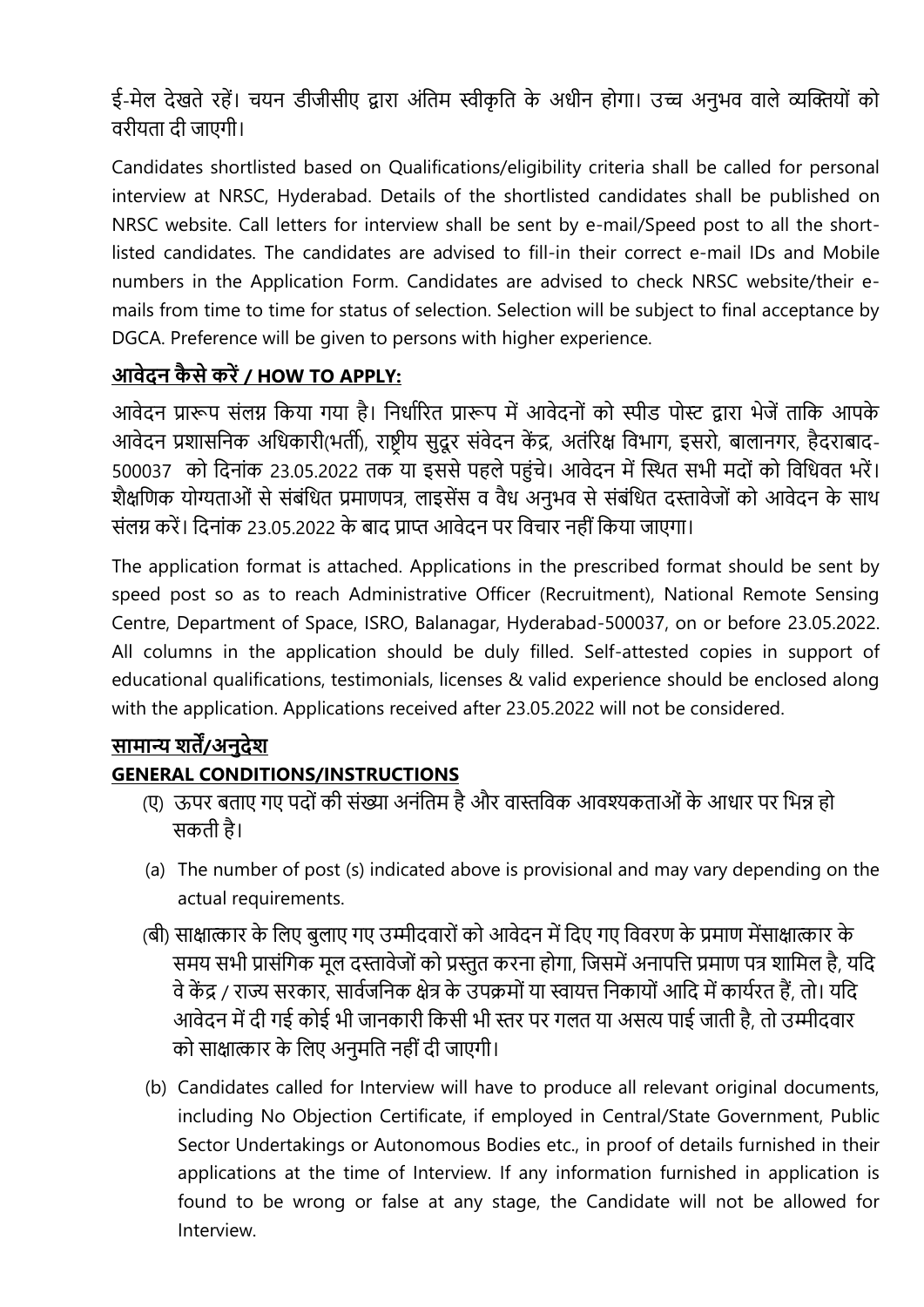ई-मेल देखते रहें। चयन डीजीसीए द्वारा अंतिम स्वीकृति के अधीन होगा। उच्च अनुभव वाले व्यक्तियों को वरीयता दी जाएगी।

Candidates shortlisted based on Qualifications/eligibility criteria shall be called for personal interview at NRSC, Hyderabad. Details of the shortlisted candidates shall be published on NRSC website. Call letters for interview shall be sent by e-mail/Speed post to all the short-listed candidates. The candidates are advised to fill-in their correct e-mail IDs and Mobile numbers in the Application Form. Candidates are advised to check NRSC website/their e-mails from time to time for status of selection. Selection will be subject to final acceptance by DGCA. Preference will be given to persons with higher experience.

## आवेदन कैसे करें / HOW TO APPLY:

आवेदन प्रारूप संलग्न किया गया है। निर्धारित प्रारूप में आवेदनों को स्पीड पोस्ट द्वारा भेजें ताकि आपके आवेदन प्रशासनिक अधिकारी(भर्ती), राष्ट्रीय सुदूर संवेदन केंद्र, अंतरिक्ष विभाग, इसरो, बालानगर, हैदराबाद-500037 को दिनांक 23.05.2022 तक या इससे पहले पहुंचे। आवेदन में स्थित सभी मदों को विधिवत भरें। शैक्षणिक योग्यताओं से संबंधित प्रमाणपत्र, लाइसेंस व वैध अनुभव से संबंधित दस्तावेजों को आवेदन के साथ संलग्न करें। दिनांक 23.05.2022 के बाद प्राप्त आवेदन पर विचार नहीं किया जाएगा।

The application format is attached. Applications in the prescribed format should be sent by speed post so as to reach Administrative Officer (Recruitment), National Remote Sensing Centre, Department of Space, ISRO, Balanagar, Hyderabad-500037, on or before 23.05.2022. All columns in the application should be duly filled. Self-attested copies in support of educational qualifications, testimonials, licenses & valid experience should be enclosed along with the application. Applications received after 23.05.2022 will not be considered.

## सामान्य शर्तें/अनुदेश

## GENERAL CONDITIONS/INSTRUCTIONS

(ए) ऊपर बताए गए पदों की संख्या अनंतिम है और वास्तविक आवश्यकताओं के आधार पर भिन्न हो सकती है।

(a) The number of post (s) indicated above is provisional and may vary depending on the actual requirements.

(बी) साक्षात्कार के लिए बुलाए गए उम्मीदवारों को आवेदन में दिए गए विवरण के प्रमाण मेंसाक्षात्कार के समय सभी प्रासंगिक मूल दस्तावेजों को प्रस्तुत करना होगा, जिसमें अनापत्ति प्रमाण पत्र शामिल है, यदि वे केंद्र / राज्य सरकार, सार्वजनिक क्षेत्र के उपक्रमों या स्वायत्त निकायों आदि में कार्यरत हैं, तो। यदि आवेदन में दी गई कोई भी जानकारी किसी भी स्तर पर गलत या असत्य पाई जाती है, तो उम्मीदवार को साक्षात्कार के लिए अनुमति नहीं दी जाएगी।

(b) Candidates called for Interview will have to produce all relevant original documents, including No Objection Certificate, if employed in Central/State Government, Public Sector Undertakings or Autonomous Bodies etc., in proof of details furnished in their applications at the time of Interview. If any information furnished in application is found to be wrong or false at any stage, the Candidate will not be allowed for Interview.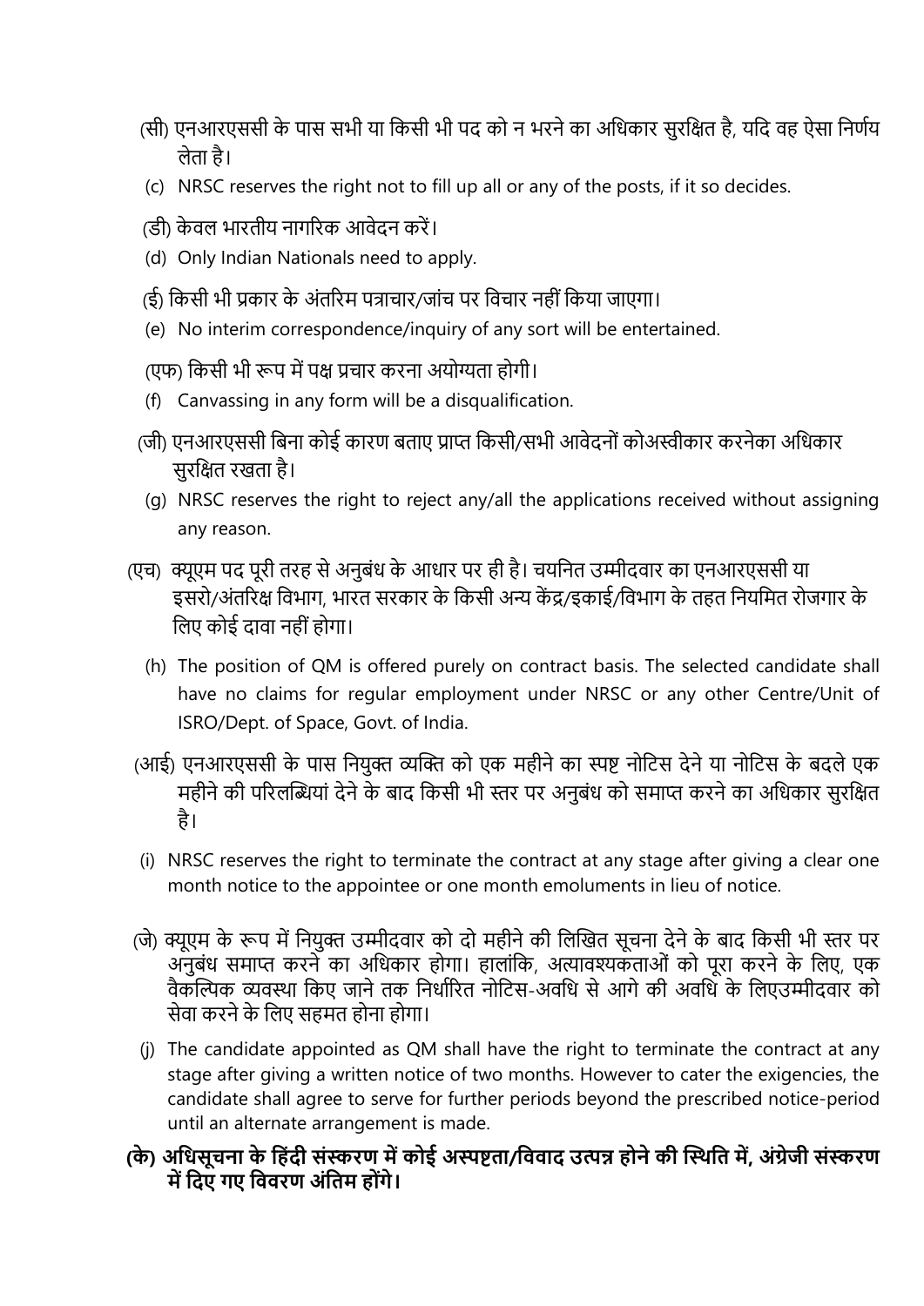(सी) एनआरएससी के पास सभी या किसी भी पद को न भरने का अधिकार सुरक्षित है, यदि वह ऐसा निर्णय लेता है।

(c) NRSC reserves the right not to fill up all or any of the posts, if it so decides.

(डी) केवल भारतीय नागरिक आवेदन करें।

(d) Only Indian Nationals need to apply.

(ई) किसी भी प्रकार के अंतरिम पत्राचार/जांच पर विचार नहीं किया जाएगा।

(e) No interim correspondence/inquiry of any sort will be entertained.

(एफ) किसी भी रूप में पक्ष प्रचार करना अयोग्यता होगी।

(f) Canvassing in any form will be a disqualification.

(जी) एनआरएससी बिना कोई कारण बताए प्राप्त किसी/सभी आवेदनों कोअस्वीकार करनेका अधिकार सुरक्षित रखता है।

(g) NRSC reserves the right to reject any/all the applications received without assigning any reason.

(एच) क्यूएम पद पूरी तरह से अनुबंध के आधार पर ही है। चयनित उम्मीदवार का एनआरएससी या इसरो/अंतरिक्ष विभाग, भारत सरकार के किसी अन्य केंद्र/इकाई/विभाग के तहत नियमित रोजगार के लिए कोई दावा नहीं होगा।

(h) The position of QM is offered purely on contract basis. The selected candidate shall have no claims for regular employment under NRSC or any other Centre/Unit of ISRO/Dept. of Space, Govt. of India.

(आई) एनआरएससी के पास नियुक्त व्यक्ति को एक महीने का स्पष्ट नोटिस देने या नोटिस के बदले एक महीने की परिलब्धियां देने के बाद किसी भी स्तर पर अनुबंध को समाप्त करने का अधिकार सुरक्षित है।

(i) NRSC reserves the right to terminate the contract at any stage after giving a clear one month notice to the appointee or one month emoluments in lieu of notice.

(जे) क्यूएम के रूप में नियुक्त उम्मीदवार को दो महीने की लिखित सूचना देने के बाद किसी भी स्तर पर अनुबंध समाप्त करने का अधिकार होगा। हालांकि, अत्यावश्यकताओं को पूरा करने के लिए, एक वैकल्पिक व्यवस्था किए जाने तक निर्धारित नोटिस-अवधि से आगे की अवधि के लिएउम्मीदवार को सेवा करने के लिए सहमत होना होगा।

(j) The candidate appointed as QM shall have the right to terminate the contract at any stage after giving a written notice of two months. However to cater the exigencies, the candidate shall agree to serve for further periods beyond the prescribed notice-period until an alternate arrangement is made.

**(के) अधिसूचना के हिंदी संस्करण में कोई अस्पष्टता/विवाद उत्पन्न होने की स्थिति में, अंग्रेजी संस्करण में दिए गए विवरण अंतिम होंगे।**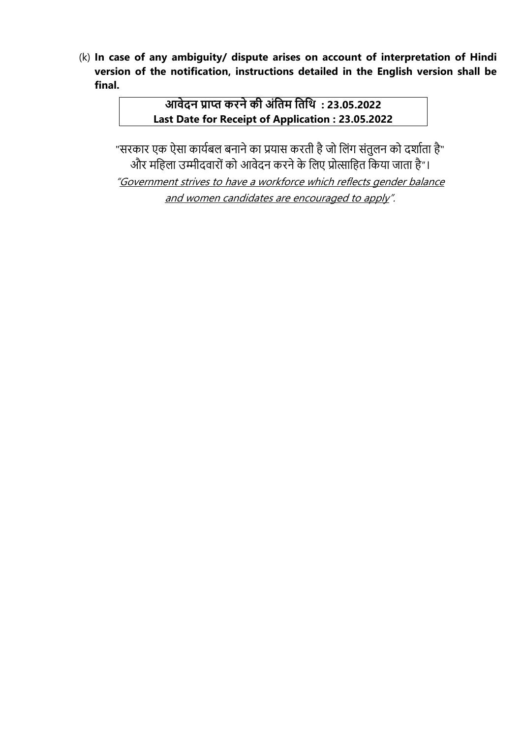(k) **In case of any ambiguity/ dispute arises on account of interpretation of Hindi version of the notification, instructions detailed in the English version shall be final.**

| |
|---|
| **आवेदन प्राप्त करने की अंतिम तिथि : 23.05.2022** |
| **Last Date for Receipt of Application : 23.05.2022** |

"सरकार एक ऐसा कार्यबल बनाने का प्रयास करती है जो लिंग संतुलन को दर्शाता है" और महिला उम्मीदवारों को आवेदन करने के लिए प्रोत्साहित किया जाता है"।

*"Government strives to have a workforce which reflects gender balance and women candidates are encouraged to apply".*